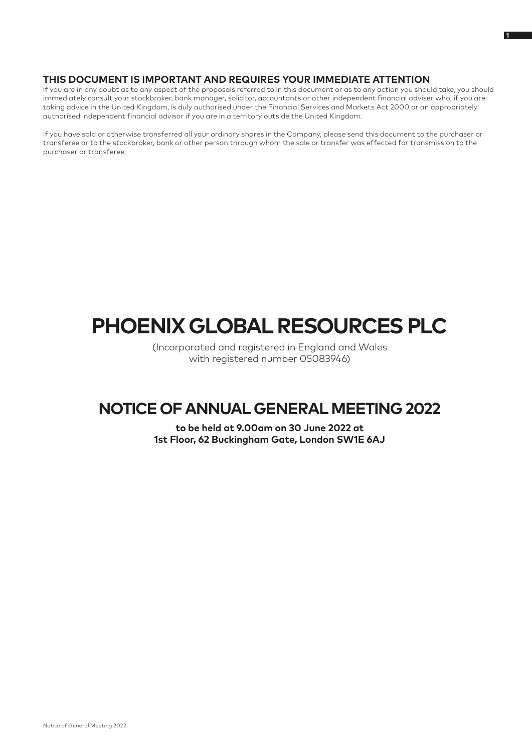## THIS DOCUMENT IS IMPORTANT AND REQUIRES YOUR IMMEDIATE ATTENTION

If you are in any doubt as to any aspect of the proposals referred to in this document or as to any action you should take, you should immediately consult your stockbroker, bank manager, solicitor, accountants or other independent financial adviser who, if you are taking advice in the United Kingdom, is duly authorised under the Financial Services and Markets Act 2000 or an appropriately authorised independent financial advisor if you are in a territory outside the United Kingdom.

If you have sold or otherwise transferred all your ordinary shares in the Company, please send this document to the purchaser or transferee or to the stockbroker, bank or other person through whom the sale or transfer was effected for transmission to the purchaser or transferee.

# PHOENIX GLOBAL RESOURCES PLC

(Incorporated and registered in England and Wales with registered number 05083946)

# NOTICE OF ANNUAL GENERAL MEETING 2022

**to be held at 9.00am on 30 June 2022 at 1st Floor, 62 Buckingham Gate, London SW1E 6AJ**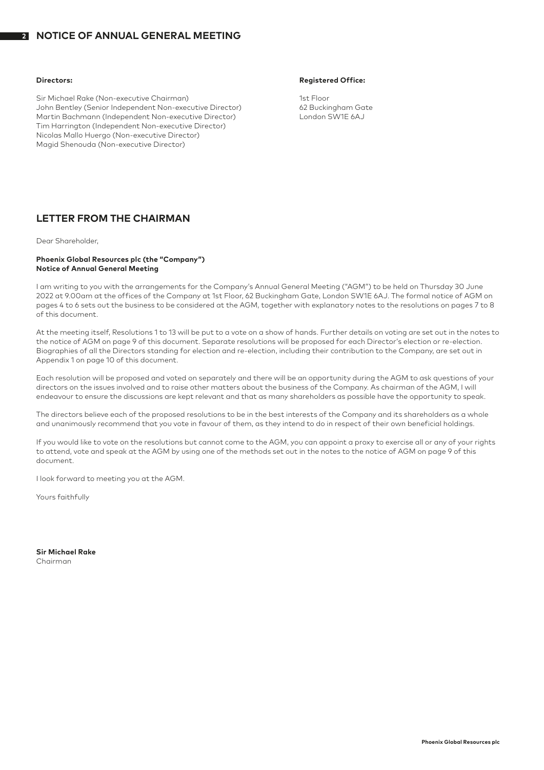# NOTICE OF ANNUAL GENERAL MEETING

**Directors:**

Sir Michael Rake (Non-executive Chairman)
John Bentley (Senior Independent Non-executive Director)
Martin Bachmann (Independent Non-executive Director)
Tim Harrington (Independent Non-executive Director)
Nicolas Mallo Huergo (Non-executive Director)
Magid Shenouda (Non-executive Director)

**Registered Office:**

1st Floor
62 Buckingham Gate
London SW1E 6AJ

## LETTER FROM THE CHAIRMAN

Dear Shareholder,

**Phoenix Global Resources plc (the "Company")**
**Notice of Annual General Meeting**

I am writing to you with the arrangements for the Company's Annual General Meeting ("AGM") to be held on Thursday 30 June 2022 at 9.00am at the offices of the Company at 1st Floor, 62 Buckingham Gate, London SW1E 6AJ. The formal notice of AGM on pages 4 to 6 sets out the business to be considered at the AGM, together with explanatory notes to the resolutions on pages 7 to 8 of this document.

At the meeting itself, Resolutions 1 to 13 will be put to a vote on a show of hands. Further details on voting are set out in the notes to the notice of AGM on page 9 of this document. Separate resolutions will be proposed for each Director's election or re-election. Biographies of all the Directors standing for election and re-election, including their contribution to the Company, are set out in Appendix 1 on page 10 of this document.

Each resolution will be proposed and voted on separately and there will be an opportunity during the AGM to ask questions of your directors on the issues involved and to raise other matters about the business of the Company. As chairman of the AGM, I will endeavour to ensure the discussions are kept relevant and that as many shareholders as possible have the opportunity to speak.

The directors believe each of the proposed resolutions to be in the best interests of the Company and its shareholders as a whole and unanimously recommend that you vote in favour of them, as they intend to do in respect of their own beneficial holdings.

If you would like to vote on the resolutions but cannot come to the AGM, you can appoint a proxy to exercise all or any of your rights to attend, vote and speak at the AGM by using one of the methods set out in the notes to the notice of AGM on page 9 of this document.

I look forward to meeting you at the AGM.

Yours faithfully

**Sir Michael Rake**
Chairman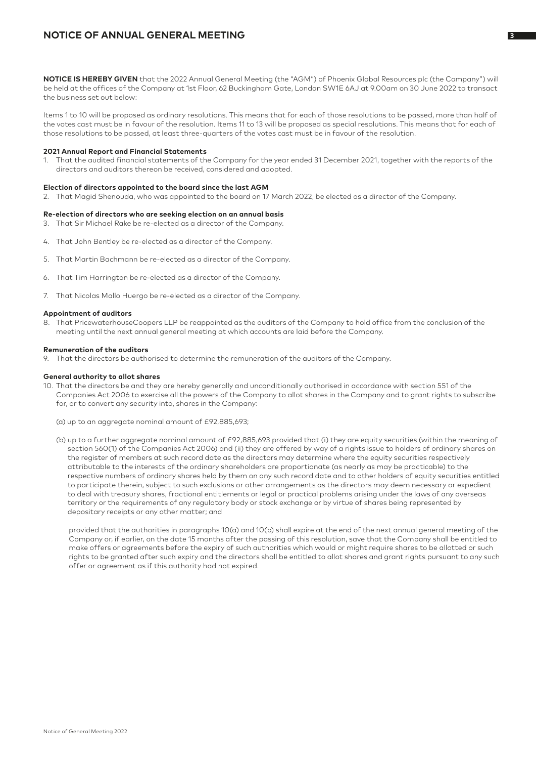# NOTICE OF ANNUAL GENERAL MEETING

**NOTICE IS HEREBY GIVEN** that the 2022 Annual General Meeting (the "AGM") of Phoenix Global Resources plc (the Company") will be held at the offices of the Company at 1st Floor, 62 Buckingham Gate, London SW1E 6AJ at 9.00am on 30 June 2022 to transact the business set out below:

Items 1 to 10 will be proposed as ordinary resolutions. This means that for each of those resolutions to be passed, more than half of the votes cast must be in favour of the resolution. Items 11 to 13 will be proposed as special resolutions. This means that for each of those resolutions to be passed, at least three-quarters of the votes cast must be in favour of the resolution.

#### 2021 Annual Report and Financial Statements

1. That the audited financial statements of the Company for the year ended 31 December 2021, together with the reports of the directors and auditors thereon be received, considered and adopted.

#### Election of directors appointed to the board since the last AGM

2. That Magid Shenouda, who was appointed to the board on 17 March 2022, be elected as a director of the Company.

#### Re-election of directors who are seeking election on an annual basis

3. That Sir Michael Rake be re-elected as a director of the Company.
4. That John Bentley be re-elected as a director of the Company.
5. That Martin Bachmann be re-elected as a director of the Company.
6. That Tim Harrington be re-elected as a director of the Company.
7. That Nicolas Mallo Huergo be re-elected as a director of the Company.

#### Appointment of auditors

8. That PricewaterhouseCoopers LLP be reappointed as the auditors of the Company to hold office from the conclusion of the meeting until the next annual general meeting at which accounts are laid before the Company.

#### Remuneration of the auditors

9. That the directors be authorised to determine the remuneration of the auditors of the Company.

#### General authority to allot shares

10. That the directors be and they are hereby generally and unconditionally authorised in accordance with section 551 of the Companies Act 2006 to exercise all the powers of the Company to allot shares in the Company and to grant rights to subscribe for, or to convert any security into, shares in the Company:

    (a) up to an aggregate nominal amount of £92,885,693;

    (b) up to a further aggregate nominal amount of £92,885,693 provided that (i) they are equity securities (within the meaning of section 560(1) of the Companies Act 2006) and (ii) they are offered by way of a rights issue to holders of ordinary shares on the register of members at such record date as the directors may determine where the equity securities respectively attributable to the interests of the ordinary shareholders are proportionate (as nearly as may be practicable) to the respective numbers of ordinary shares held by them on any such record date and to other holders of equity securities entitled to participate therein, subject to such exclusions or other arrangements as the directors may deem necessary or expedient to deal with treasury shares, fractional entitlements or legal or practical problems arising under the laws of any overseas territory or the requirements of any regulatory body or stock exchange or by virtue of shares being represented by depositary receipts or any other matter; and

    provided that the authorities in paragraphs 10(a) and 10(b) shall expire at the end of the next annual general meeting of the Company or, if earlier, on the date 15 months after the passing of this resolution, save that the Company shall be entitled to make offers or agreements before the expiry of such authorities which would or might require shares to be allotted or such rights to be granted after such expiry and the directors shall be entitled to allot shares and grant rights pursuant to any such offer or agreement as if this authority had not expired.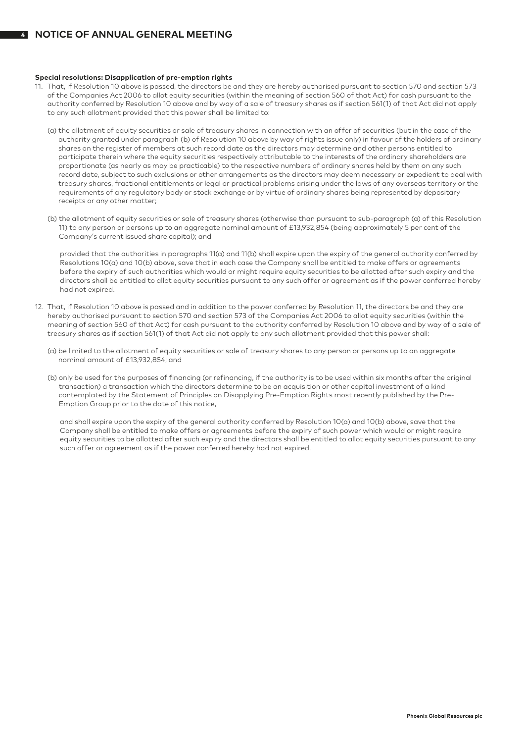**Special resolutions: Disapplication of pre-emption rights**

11. That, if Resolution 10 above is passed, the directors be and they are hereby authorised pursuant to section 570 and section 573 of the Companies Act 2006 to allot equity securities (within the meaning of section 560 of that Act) for cash pursuant to the authority conferred by Resolution 10 above and by way of a sale of treasury shares as if section 561(1) of that Act did not apply to any such allotment provided that this power shall be limited to:

   (a) the allotment of equity securities or sale of treasury shares in connection with an offer of securities (but in the case of the authority granted under paragraph (b) of Resolution 10 above by way of rights issue only) in favour of the holders of ordinary shares on the register of members at such record date as the directors may determine and other persons entitled to participate therein where the equity securities respectively attributable to the interests of the ordinary shareholders are proportionate (as nearly as may be practicable) to the respective numbers of ordinary shares held by them on any such record date, subject to such exclusions or other arrangements as the directors may deem necessary or expedient to deal with treasury shares, fractional entitlements or legal or practical problems arising under the laws of any overseas territory or the requirements of any regulatory body or stock exchange or by virtue of ordinary shares being represented by depositary receipts or any other matter;

   (b) the allotment of equity securities or sale of treasury shares (otherwise than pursuant to sub-paragraph (a) of this Resolution 11) to any person or persons up to an aggregate nominal amount of £13,932,854 (being approximately 5 per cent of the Company's current issued share capital); and

   provided that the authorities in paragraphs 11(a) and 11(b) shall expire upon the expiry of the general authority conferred by Resolutions 10(a) and 10(b) above, save that in each case the Company shall be entitled to make offers or agreements before the expiry of such authorities which would or might require equity securities to be allotted after such expiry and the directors shall be entitled to allot equity securities pursuant to any such offer or agreement as if the power conferred hereby had not expired.

12. That, if Resolution 10 above is passed and in addition to the power conferred by Resolution 11, the directors be and they are hereby authorised pursuant to section 570 and section 573 of the Companies Act 2006 to allot equity securities (within the meaning of section 560 of that Act) for cash pursuant to the authority conferred by Resolution 10 above and by way of a sale of treasury shares as if section 561(1) of that Act did not apply to any such allotment provided that this power shall:

   (a) be limited to the allotment of equity securities or sale of treasury shares to any person or persons up to an aggregate nominal amount of £13,932,854; and

   (b) only be used for the purposes of financing (or refinancing, if the authority is to be used within six months after the original transaction) a transaction which the directors determine to be an acquisition or other capital investment of a kind contemplated by the Statement of Principles on Disapplying Pre-Emption Rights most recently published by the Pre-Emption Group prior to the date of this notice,

   and shall expire upon the expiry of the general authority conferred by Resolution 10(a) and 10(b) above, save that the Company shall be entitled to make offers or agreements before the expiry of such power which would or might require equity securities to be allotted after such expiry and the directors shall be entitled to allot equity securities pursuant to any such offer or agreement as if the power conferred hereby had not expired.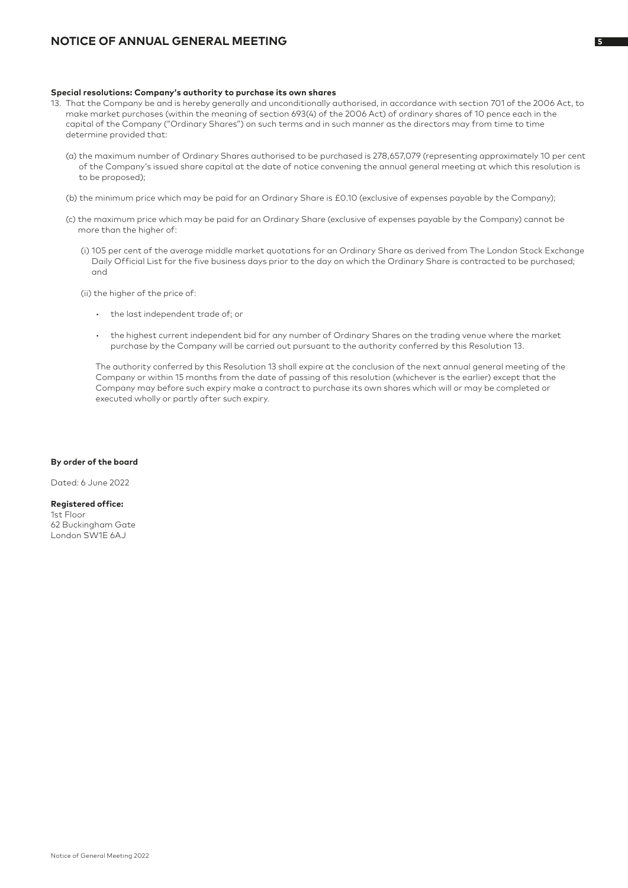**Special resolutions: Company's authority to purchase its own shares**

13. That the Company be and is hereby generally and unconditionally authorised, in accordance with section 701 of the 2006 Act, to make market purchases (within the meaning of section 693(4) of the 2006 Act) of ordinary shares of 10 pence each in the capital of the Company ("Ordinary Shares") on such terms and in such manner as the directors may from time to time determine provided that:

    (a) the maximum number of Ordinary Shares authorised to be purchased is 278,657,079 (representing approximately 10 per cent of the Company's issued share capital at the date of notice convening the annual general meeting at which this resolution is to be proposed);

    (b) the minimum price which may be paid for an Ordinary Share is £0.10 (exclusive of expenses payable by the Company);

    (c) the maximum price which may be paid for an Ordinary Share (exclusive of expenses payable by the Company) cannot be more than the higher of:

    (i) 105 per cent of the average middle market quotations for an Ordinary Share as derived from The London Stock Exchange Daily Official List for the five business days prior to the day on which the Ordinary Share is contracted to be purchased; and

    (ii) the higher of the price of:

    - the last independent trade of; or
    - the highest current independent bid for any number of Ordinary Shares on the trading venue where the market purchase by the Company will be carried out pursuant to the authority conferred by this Resolution 13.

    The authority conferred by this Resolution 13 shall expire at the conclusion of the next annual general meeting of the Company or within 15 months from the date of passing of this resolution (whichever is the earlier) except that the Company may before such expiry make a contract to purchase its own shares which will or may be completed or executed wholly or partly after such expiry.

**By order of the board**

Dated: 6 June 2022

**Registered office:**
1st Floor
62 Buckingham Gate
London SW1E 6AJ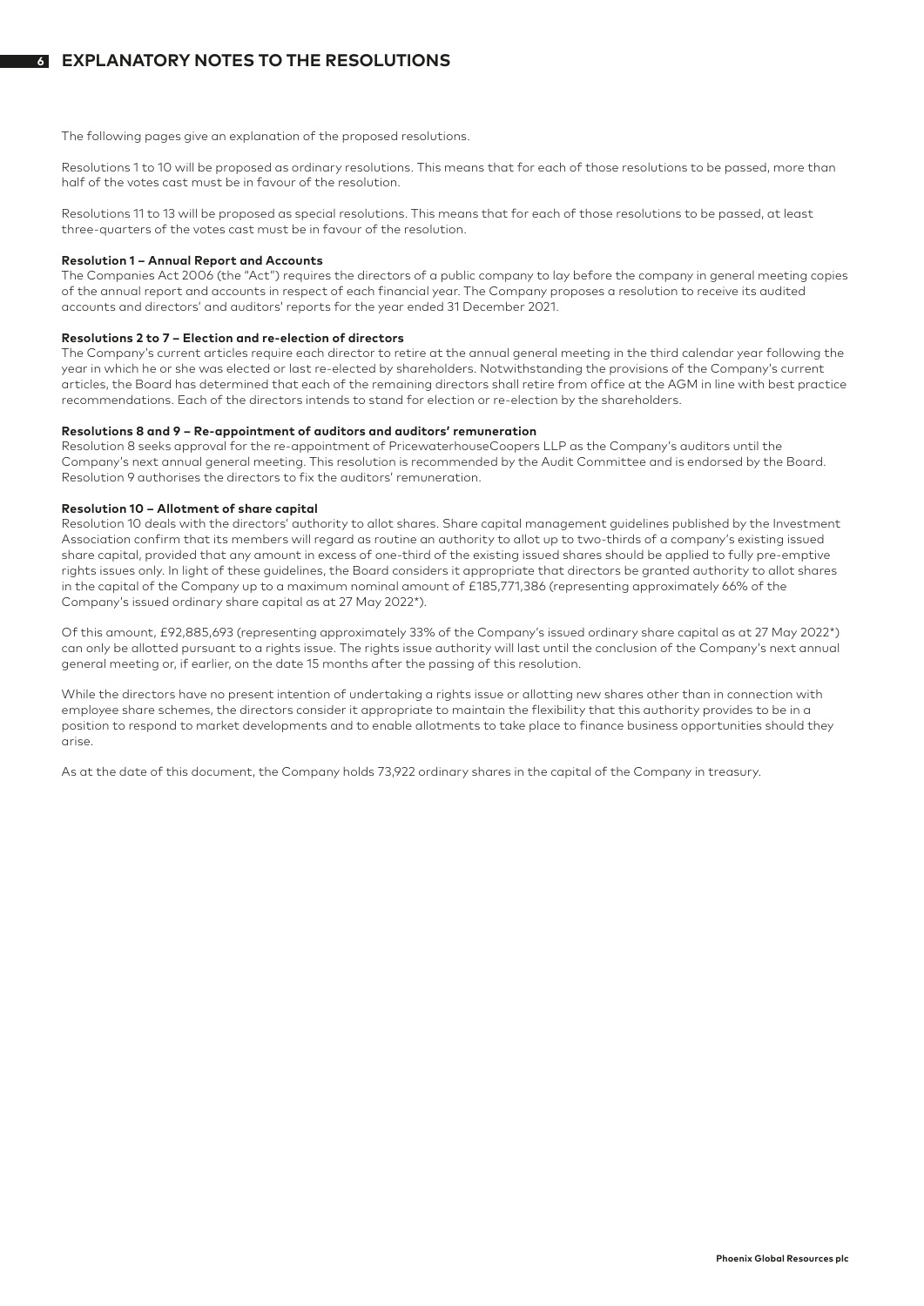## EXPLANATORY NOTES TO THE RESOLUTIONS

The following pages give an explanation of the proposed resolutions.

Resolutions 1 to 10 will be proposed as ordinary resolutions. This means that for each of those resolutions to be passed, more than half of the votes cast must be in favour of the resolution.

Resolutions 11 to 13 will be proposed as special resolutions. This means that for each of those resolutions to be passed, at least three-quarters of the votes cast must be in favour of the resolution.

**Resolution 1 – Annual Report and Accounts**
The Companies Act 2006 (the "Act") requires the directors of a public company to lay before the company in general meeting copies of the annual report and accounts in respect of each financial year. The Company proposes a resolution to receive its audited accounts and directors' and auditors' reports for the year ended 31 December 2021.

**Resolutions 2 to 7 – Election and re-election of directors**
The Company's current articles require each director to retire at the annual general meeting in the third calendar year following the year in which he or she was elected or last re-elected by shareholders. Notwithstanding the provisions of the Company's current articles, the Board has determined that each of the remaining directors shall retire from office at the AGM in line with best practice recommendations. Each of the directors intends to stand for election or re-election by the shareholders.

**Resolutions 8 and 9 – Re-appointment of auditors and auditors' remuneration**
Resolution 8 seeks approval for the re-appointment of PricewaterhouseCoopers LLP as the Company's auditors until the Company's next annual general meeting. This resolution is recommended by the Audit Committee and is endorsed by the Board. Resolution 9 authorises the directors to fix the auditors' remuneration.

**Resolution 10 – Allotment of share capital**
Resolution 10 deals with the directors' authority to allot shares. Share capital management guidelines published by the Investment Association confirm that its members will regard as routine an authority to allot up to two-thirds of a company's existing issued share capital, provided that any amount in excess of one-third of the existing issued shares should be applied to fully pre-emptive rights issues only. In light of these guidelines, the Board considers it appropriate that directors be granted authority to allot shares in the capital of the Company up to a maximum nominal amount of £185,771,386 (representing approximately 66% of the Company's issued ordinary share capital as at 27 May 2022*).

Of this amount, £92,885,693 (representing approximately 33% of the Company's issued ordinary share capital as at 27 May 2022*) can only be allotted pursuant to a rights issue. The rights issue authority will last until the conclusion of the Company's next annual general meeting or, if earlier, on the date 15 months after the passing of this resolution.

While the directors have no present intention of undertaking a rights issue or allotting new shares other than in connection with employee share schemes, the directors consider it appropriate to maintain the flexibility that this authority provides to be in a position to respond to market developments and to enable allotments to take place to finance business opportunities should they arise.

As at the date of this document, the Company holds 73,922 ordinary shares in the capital of the Company in treasury.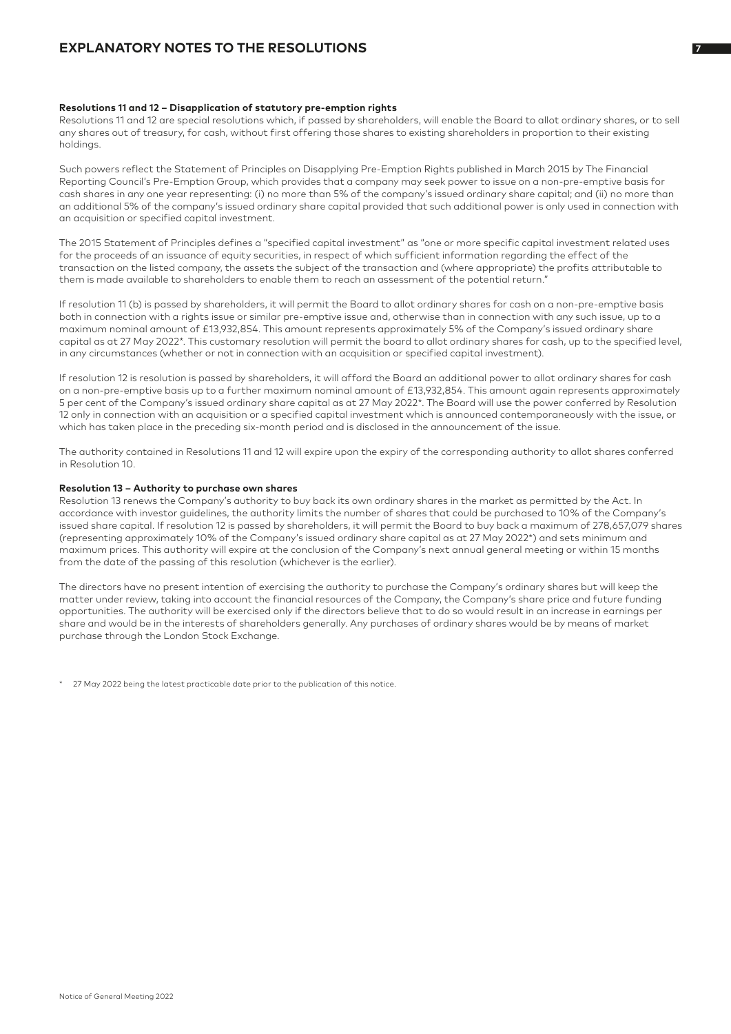# EXPLANATORY NOTES TO THE RESOLUTIONS

**Resolutions 11 and 12 – Disapplication of statutory pre-emption rights**

Resolutions 11 and 12 are special resolutions which, if passed by shareholders, will enable the Board to allot ordinary shares, or to sell any shares out of treasury, for cash, without first offering those shares to existing shareholders in proportion to their existing holdings.

Such powers reflect the Statement of Principles on Disapplying Pre-Emption Rights published in March 2015 by The Financial Reporting Council's Pre-Emption Group, which provides that a company may seek power to issue on a non-pre-emptive basis for cash shares in any one year representing: (i) no more than 5% of the company's issued ordinary share capital; and (ii) no more than an additional 5% of the company's issued ordinary share capital provided that such additional power is only used in connection with an acquisition or specified capital investment.

The 2015 Statement of Principles defines a "specified capital investment" as "one or more specific capital investment related uses for the proceeds of an issuance of equity securities, in respect of which sufficient information regarding the effect of the transaction on the listed company, the assets the subject of the transaction and (where appropriate) the profits attributable to them is made available to shareholders to enable them to reach an assessment of the potential return."

If resolution 11 (b) is passed by shareholders, it will permit the Board to allot ordinary shares for cash on a non-pre-emptive basis both in connection with a rights issue or similar pre-emptive issue and, otherwise than in connection with any such issue, up to a maximum nominal amount of £13,932,854. This amount represents approximately 5% of the Company's issued ordinary share capital as at 27 May 2022*. This customary resolution will permit the board to allot ordinary shares for cash, up to the specified level, in any circumstances (whether or not in connection with an acquisition or specified capital investment).

If resolution 12 is resolution is passed by shareholders, it will afford the Board an additional power to allot ordinary shares for cash on a non-pre-emptive basis up to a further maximum nominal amount of £13,932,854. This amount again represents approximately 5 per cent of the Company's issued ordinary share capital as at 27 May 2022*. The Board will use the power conferred by Resolution 12 only in connection with an acquisition or a specified capital investment which is announced contemporaneously with the issue, or which has taken place in the preceding six-month period and is disclosed in the announcement of the issue.

The authority contained in Resolutions 11 and 12 will expire upon the expiry of the corresponding authority to allot shares conferred in Resolution 10.

**Resolution 13 – Authority to purchase own shares**

Resolution 13 renews the Company's authority to buy back its own ordinary shares in the market as permitted by the Act. In accordance with investor guidelines, the authority limits the number of shares that could be purchased to 10% of the Company's issued share capital. If resolution 12 is passed by shareholders, it will permit the Board to buy back a maximum of 278,657,079 shares (representing approximately 10% of the Company's issued ordinary share capital as at 27 May 2022*) and sets minimum and maximum prices. This authority will expire at the conclusion of the Company's next annual general meeting or within 15 months from the date of the passing of this resolution (whichever is the earlier).

The directors have no present intention of exercising the authority to purchase the Company's ordinary shares but will keep the matter under review, taking into account the financial resources of the Company, the Company's share price and future funding opportunities. The authority will be exercised only if the directors believe that to do so would result in an increase in earnings per share and would be in the interests of shareholders generally. Any purchases of ordinary shares would be by means of market purchase through the London Stock Exchange.

\* 27 May 2022 being the latest practicable date prior to the publication of this notice.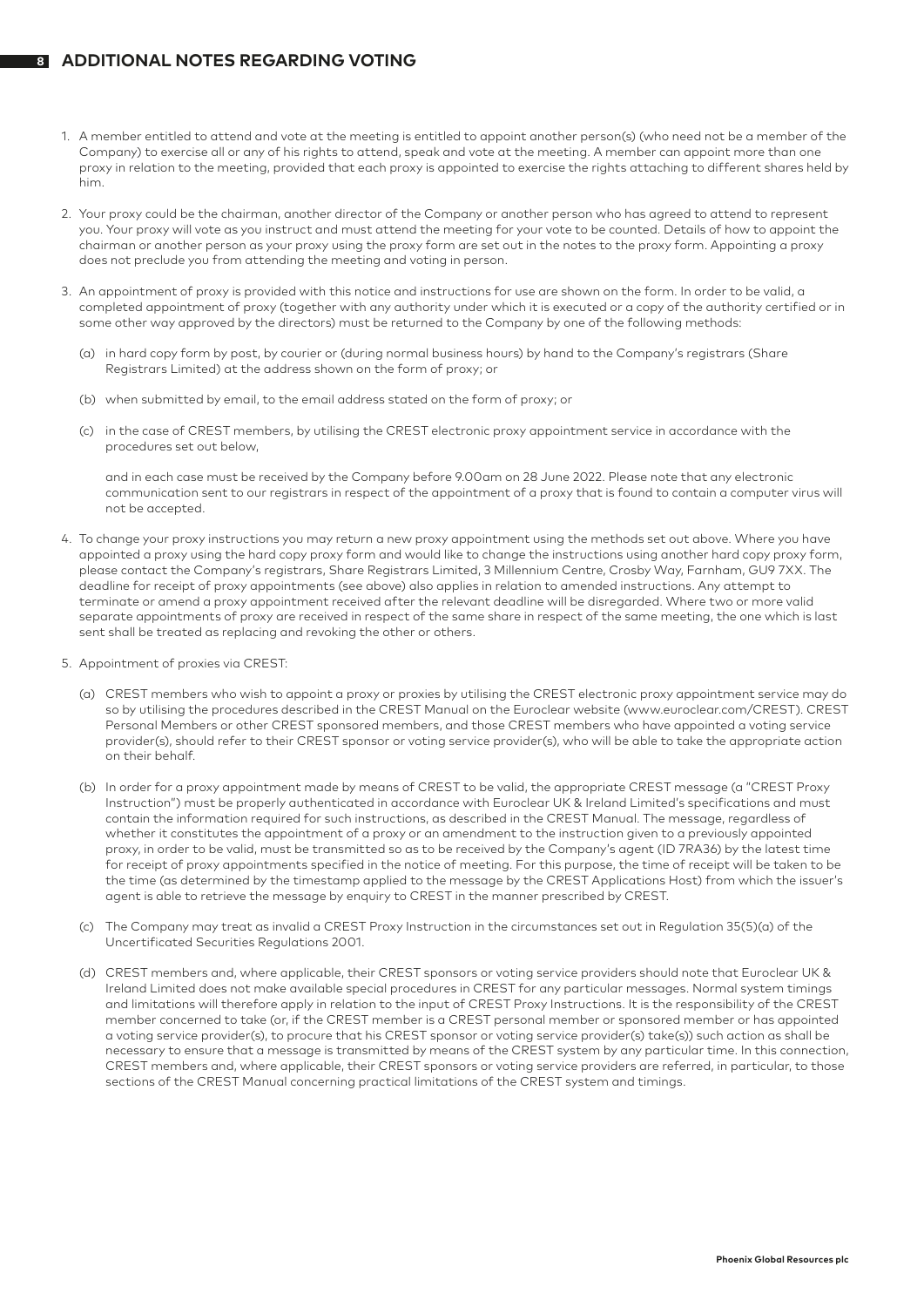## ADDITIONAL NOTES REGARDING VOTING

1. A member entitled to attend and vote at the meeting is entitled to appoint another person(s) (who need not be a member of the Company) to exercise all or any of his rights to attend, speak and vote at the meeting. A member can appoint more than one proxy in relation to the meeting, provided that each proxy is appointed to exercise the rights attaching to different shares held by him.

2. Your proxy could be the chairman, another director of the Company or another person who has agreed to attend to represent you. Your proxy will vote as you instruct and must attend the meeting for your vote to be counted. Details of how to appoint the chairman or another person as your proxy using the proxy form are set out in the notes to the proxy form. Appointing a proxy does not preclude you from attending the meeting and voting in person.

3. An appointment of proxy is provided with this notice and instructions for use are shown on the form. In order to be valid, a completed appointment of proxy (together with any authority under which it is executed or a copy of the authority certified or in some other way approved by the directors) must be returned to the Company by one of the following methods:

   (a) in hard copy form by post, by courier or (during normal business hours) by hand to the Company's registrars (Share Registrars Limited) at the address shown on the form of proxy; or

   (b) when submitted by email, to the email address stated on the form of proxy; or

   (c) in the case of CREST members, by utilising the CREST electronic proxy appointment service in accordance with the procedures set out below,

   and in each case must be received by the Company before 9.00am on 28 June 2022. Please note that any electronic communication sent to our registrars in respect of the appointment of a proxy that is found to contain a computer virus will not be accepted.

4. To change your proxy instructions you may return a new proxy appointment using the methods set out above. Where you have appointed a proxy using the hard copy proxy form and would like to change the instructions using another hard copy proxy form, please contact the Company's registrars, Share Registrars Limited, 3 Millennium Centre, Crosby Way, Farnham, GU9 7XX. The deadline for receipt of proxy appointments (see above) also applies in relation to amended instructions. Any attempt to terminate or amend a proxy appointment received after the relevant deadline will be disregarded. Where two or more valid separate appointments of proxy are received in respect of the same share in respect of the same meeting, the one which is last sent shall be treated as replacing and revoking the other or others.

5. Appointment of proxies via CREST:

   (a) CREST members who wish to appoint a proxy or proxies by utilising the CREST electronic proxy appointment service may do so by utilising the procedures described in the CREST Manual on the Euroclear website (www.euroclear.com/CREST). CREST Personal Members or other CREST sponsored members, and those CREST members who have appointed a voting service provider(s), should refer to their CREST sponsor or voting service provider(s), who will be able to take the appropriate action on their behalf.

   (b) In order for a proxy appointment made by means of CREST to be valid, the appropriate CREST message (a "CREST Proxy Instruction") must be properly authenticated in accordance with Euroclear UK & Ireland Limited's specifications and must contain the information required for such instructions, as described in the CREST Manual. The message, regardless of whether it constitutes the appointment of a proxy or an amendment to the instruction given to a previously appointed proxy, in order to be valid, must be transmitted so as to be received by the Company's agent (ID 7RA36) by the latest time for receipt of proxy appointments specified in the notice of meeting. For this purpose, the time of receipt will be taken to be the time (as determined by the timestamp applied to the message by the CREST Applications Host) from which the issuer's agent is able to retrieve the message by enquiry to CREST in the manner prescribed by CREST.

   (c) The Company may treat as invalid a CREST Proxy Instruction in the circumstances set out in Regulation 35(5)(a) of the Uncertificated Securities Regulations 2001.

   (d) CREST members and, where applicable, their CREST sponsors or voting service providers should note that Euroclear UK & Ireland Limited does not make available special procedures in CREST for any particular messages. Normal system timings and limitations will therefore apply in relation to the input of CREST Proxy Instructions. It is the responsibility of the CREST member concerned to take (or, if the CREST member is a CREST personal member or sponsored member or has appointed a voting service provider(s), to procure that his CREST sponsor or voting service provider(s) take(s)) such action as shall be necessary to ensure that a message is transmitted by means of the CREST system by any particular time. In this connection, CREST members and, where applicable, their CREST sponsors or voting service providers are referred, in particular, to those sections of the CREST Manual concerning practical limitations of the CREST system and timings.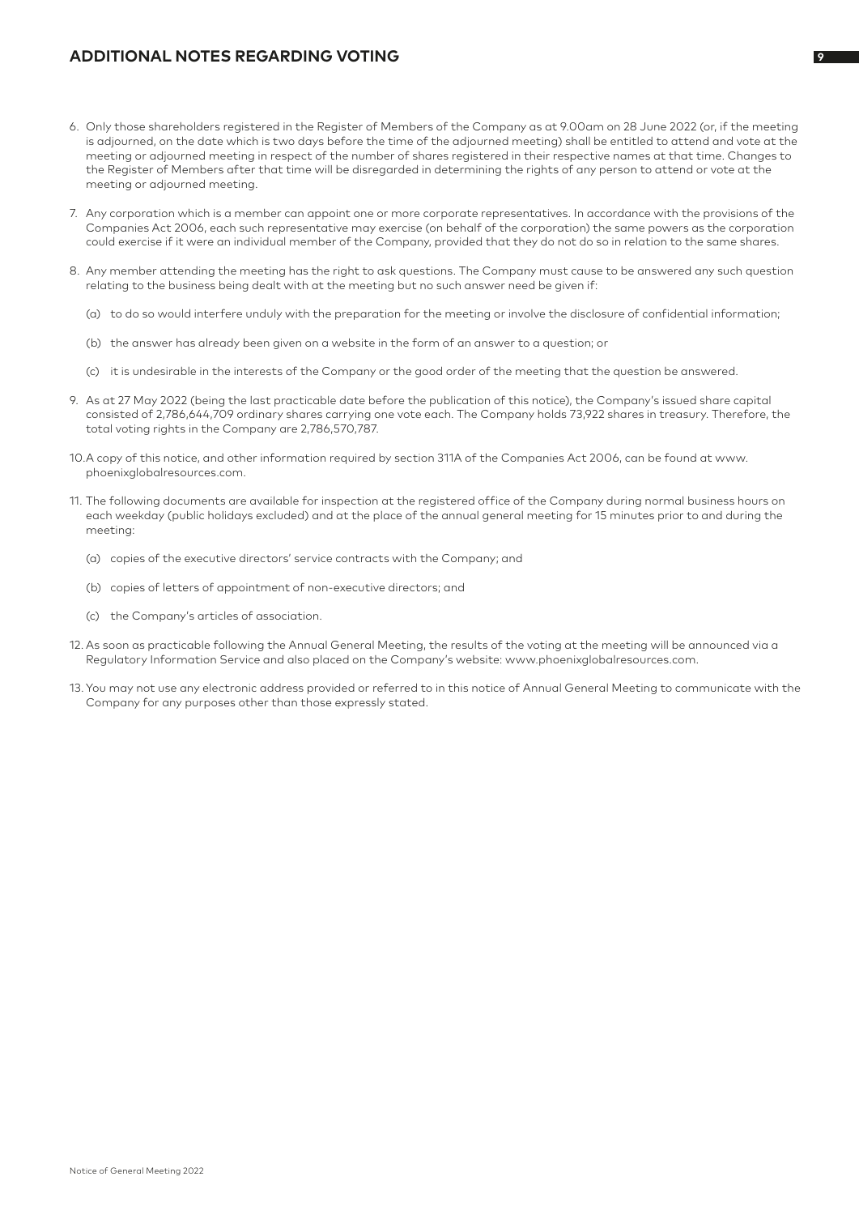## ADDITIONAL NOTES REGARDING VOTING

6. Only those shareholders registered in the Register of Members of the Company as at 9.00am on 28 June 2022 (or, if the meeting is adjourned, on the date which is two days before the time of the adjourned meeting) shall be entitled to attend and vote at the meeting or adjourned meeting in respect of the number of shares registered in their respective names at that time. Changes to the Register of Members after that time will be disregarded in determining the rights of any person to attend or vote at the meeting or adjourned meeting.

7. Any corporation which is a member can appoint one or more corporate representatives. In accordance with the provisions of the Companies Act 2006, each such representative may exercise (on behalf of the corporation) the same powers as the corporation could exercise if it were an individual member of the Company, provided that they do not do so in relation to the same shares.

8. Any member attending the meeting has the right to ask questions. The Company must cause to be answered any such question relating to the business being dealt with at the meeting but no such answer need be given if:

   (a) to do so would interfere unduly with the preparation for the meeting or involve the disclosure of confidential information;

   (b) the answer has already been given on a website in the form of an answer to a question; or

   (c) it is undesirable in the interests of the Company or the good order of the meeting that the question be answered.

9. As at 27 May 2022 (being the last practicable date before the publication of this notice), the Company's issued share capital consisted of 2,786,644,709 ordinary shares carrying one vote each. The Company holds 73,922 shares in treasury. Therefore, the total voting rights in the Company are 2,786,570,787.

10. A copy of this notice, and other information required by section 311A of the Companies Act 2006, can be found at www.phoenixglobalresources.com.

11. The following documents are available for inspection at the registered office of the Company during normal business hours on each weekday (public holidays excluded) and at the place of the annual general meeting for 15 minutes prior to and during the meeting:

    (a) copies of the executive directors' service contracts with the Company; and

    (b) copies of letters of appointment of non-executive directors; and

    (c) the Company's articles of association.

12. As soon as practicable following the Annual General Meeting, the results of the voting at the meeting will be announced via a Regulatory Information Service and also placed on the Company's website: www.phoenixglobalresources.com.

13. You may not use any electronic address provided or referred to in this notice of Annual General Meeting to communicate with the Company for any purposes other than those expressly stated.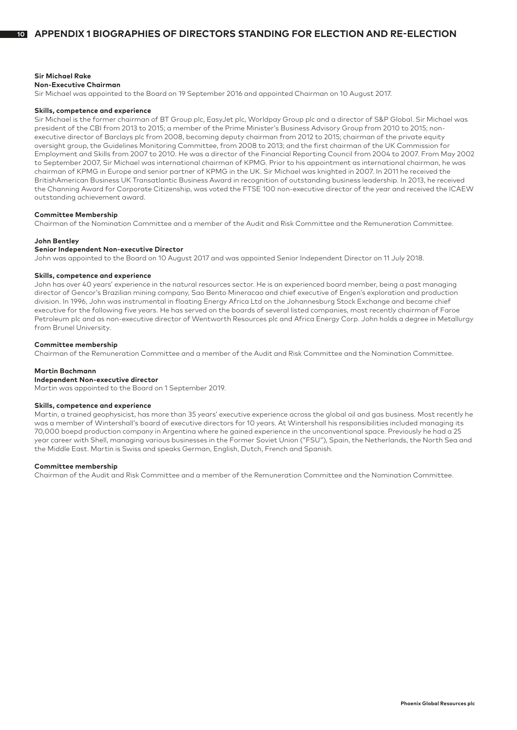# APPENDIX 1 BIOGRAPHIES OF DIRECTORS STANDING FOR ELECTION AND RE-ELECTION

**Sir Michael Rake**
**Non-Executive Chairman**

Sir Michael was appointed to the Board on 19 September 2016 and appointed Chairman on 10 August 2017.

**Skills, competence and experience**

Sir Michael is the former chairman of BT Group plc, EasyJet plc, Worldpay Group plc and a director of S&P Global. Sir Michael was president of the CBI from 2013 to 2015; a member of the Prime Minister's Business Advisory Group from 2010 to 2015; non-executive director of Barclays plc from 2008, becoming deputy chairman from 2012 to 2015; chairman of the private equity oversight group, the Guidelines Monitoring Committee, from 2008 to 2013; and the first chairman of the UK Commission for Employment and Skills from 2007 to 2010. He was a director of the Financial Reporting Council from 2004 to 2007. From May 2002 to September 2007, Sir Michael was international chairman of KPMG. Prior to his appointment as international chairman, he was chairman of KPMG in Europe and senior partner of KPMG in the UK. Sir Michael was knighted in 2007. In 2011 he received the BritishAmerican Business UK Transatlantic Business Award in recognition of outstanding business leadership. In 2013, he received the Channing Award for Corporate Citizenship, was voted the FTSE 100 non-executive director of the year and received the ICAEW outstanding achievement award.

**Committee Membership**

Chairman of the Nomination Committee and a member of the Audit and Risk Committee and the Remuneration Committee.

**John Bentley**
**Senior Independent Non-executive Director**

John was appointed to the Board on 10 August 2017 and was appointed Senior Independent Director on 11 July 2018.

**Skills, competence and experience**

John has over 40 years' experience in the natural resources sector. He is an experienced board member, being a past managing director of Gencor's Brazilian mining company, Sao Bento Mineracao and chief executive of Engen's exploration and production division. In 1996, John was instrumental in floating Energy Africa Ltd on the Johannesburg Stock Exchange and became chief executive for the following five years. He has served on the boards of several listed companies, most recently chairman of Faroe Petroleum plc and as non-executive director of Wentworth Resources plc and Africa Energy Corp. John holds a degree in Metallurgy from Brunel University.

**Committee membership**

Chairman of the Remuneration Committee and a member of the Audit and Risk Committee and the Nomination Committee.

**Martin Bachmann**
**Independent Non-executive director**

Martin was appointed to the Board on 1 September 2019.

**Skills, competence and experience**

Martin, a trained geophysicist, has more than 35 years' executive experience across the global oil and gas business. Most recently he was a member of Wintershall's board of executive directors for 10 years. At Wintershall his responsibilities included managing its 70,000 boepd production company in Argentina where he gained experience in the unconventional space. Previously he had a 25 year career with Shell, managing various businesses in the Former Soviet Union ("FSU"), Spain, the Netherlands, the North Sea and the Middle East. Martin is Swiss and speaks German, English, Dutch, French and Spanish.

**Committee membership**

Chairman of the Audit and Risk Committee and a member of the Remuneration Committee and the Nomination Committee.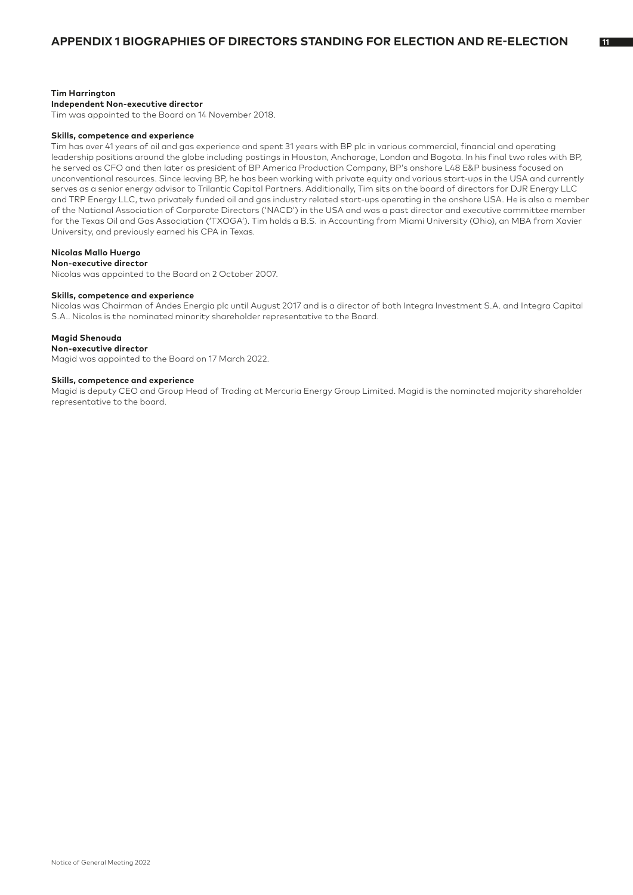# APPENDIX 1 BIOGRAPHIES OF DIRECTORS STANDING FOR ELECTION AND RE-ELECTION

**Tim Harrington**
**Independent Non-executive director**
Tim was appointed to the Board on 14 November 2018.

**Skills, competence and experience**
Tim has over 41 years of oil and gas experience and spent 31 years with BP plc in various commercial, financial and operating leadership positions around the globe including postings in Houston, Anchorage, London and Bogota. In his final two roles with BP, he served as CFO and then later as president of BP America Production Company, BP's onshore L48 E&P business focused on unconventional resources. Since leaving BP, he has been working with private equity and various start-ups in the USA and currently serves as a senior energy advisor to Trilantic Capital Partners. Additionally, Tim sits on the board of directors for DJR Energy LLC and TRP Energy LLC, two privately funded oil and gas industry related start-ups operating in the onshore USA. He is also a member of the National Association of Corporate Directors ('NACD') in the USA and was a past director and executive committee member for the Texas Oil and Gas Association ('TXOGA'). Tim holds a B.S. in Accounting from Miami University (Ohio), an MBA from Xavier University, and previously earned his CPA in Texas.

**Nicolas Mallo Huergo**
**Non-executive director**
Nicolas was appointed to the Board on 2 October 2007.

**Skills, competence and experience**
Nicolas was Chairman of Andes Energia plc until August 2017 and is a director of both Integra Investment S.A. and Integra Capital S.A.. Nicolas is the nominated minority shareholder representative to the Board.

**Magid Shenouda**
**Non-executive director**
Magid was appointed to the Board on 17 March 2022.

**Skills, competence and experience**
Magid is deputy CEO and Group Head of Trading at Mercuria Energy Group Limited. Magid is the nominated majority shareholder representative to the board.